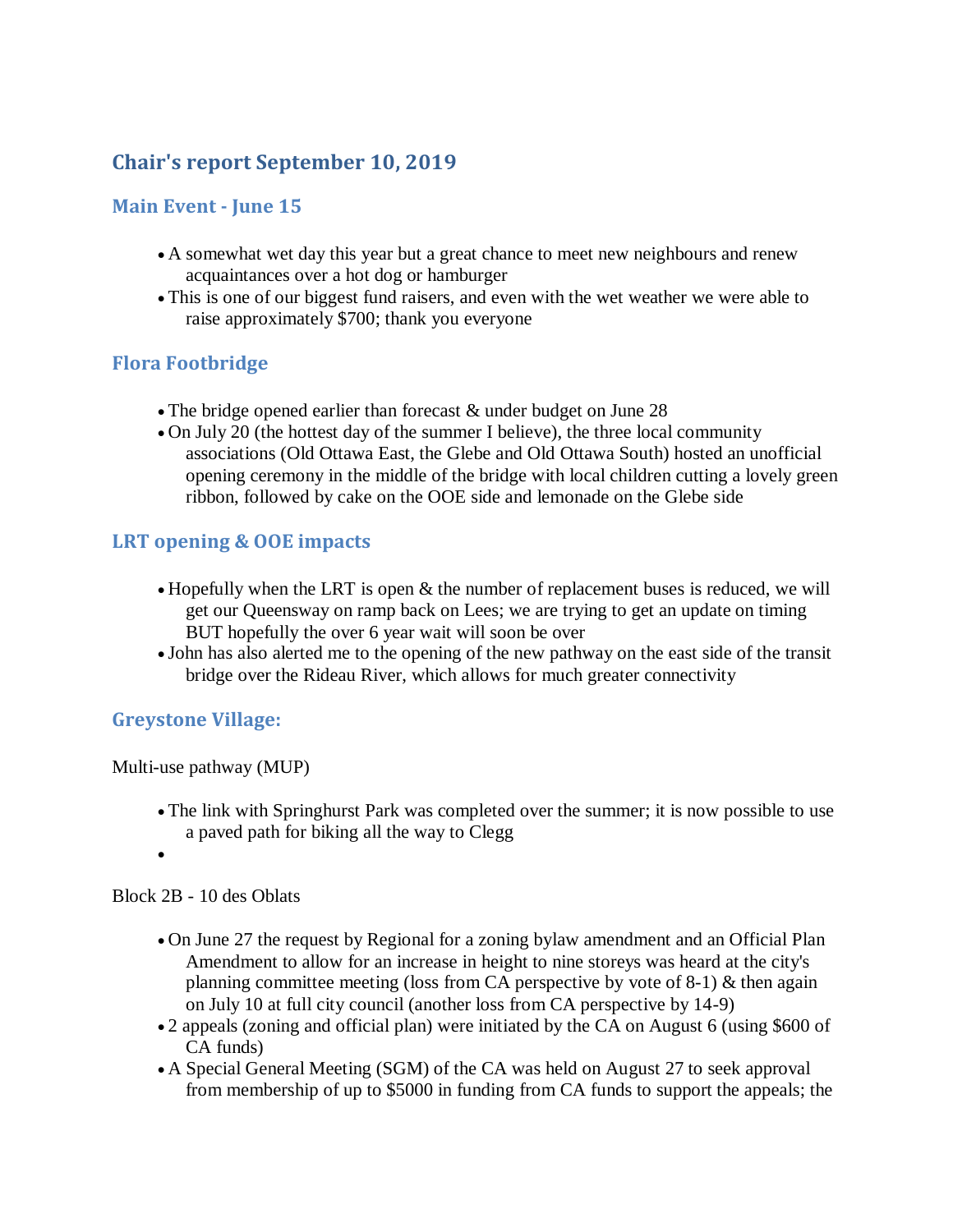# Chair's report September 10, 2019

## Main Event - June 15

- A somewhat wet day this year but a great chance to meet new neighbours and renew acquaintances over a hot dog or hamburger
- This is one of our biggest fund raisers, and even with the wet weather we were able to raise approximately $700; thank you everyone

## Flora Footbridge

- The bridge opened earlier than forecast & under budget on June 28
- On July 20 (the hottest day of the summer I believe), the three local community associations (Old Ottawa East, the Glebe and Old Ottawa South) hosted an unofficial opening ceremony in the middle of the bridge with local children cutting a lovely green ribbon, followed by cake on the OOE side and lemonade on the Glebe side

## LRT opening & OOE impacts

- Hopefully when the LRT is open & the number of replacement buses is reduced, we will get our Queensway on ramp back on Lees; we are trying to get an update on timing BUT hopefully the over 6 year wait will soon be over
- John has also alerted me to the opening of the new pathway on the east side of the transit bridge over the Rideau River, which allows for much greater connectivity

## Greystone Village:

Multi-use pathway (MUP)

- The link with Springhurst Park was completed over the summer; it is now possible to use a paved path for biking all the way to Clegg
- 

Block 2B - 10 des Oblats

- On June 27 the request by Regional for a zoning bylaw amendment and an Official Plan Amendment to allow for an increase in height to nine storeys was heard at the city's planning committee meeting (loss from CA perspective by vote of 8-1) & then again on July 10 at full city council (another loss from CA perspective by 14-9)
- 2 appeals (zoning and official plan) were initiated by the CA on August 6 (using $600 of CA funds)
- A Special General Meeting (SGM) of the CA was held on August 27 to seek approval from membership of up to $5000 in funding from CA funds to support the appeals; the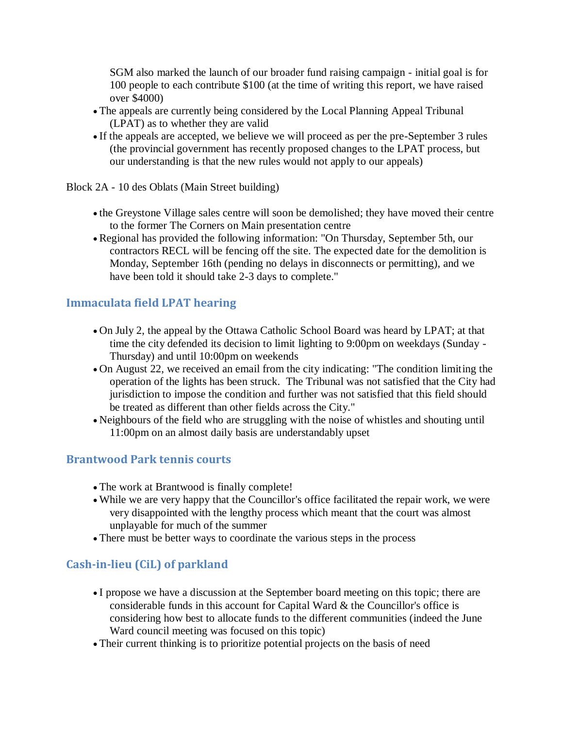SGM also marked the launch of our broader fund raising campaign - initial goal is for 100 people to each contribute $100 (at the time of writing this report, we have raised over $4000)

- The appeals are currently being considered by the Local Planning Appeal Tribunal (LPAT) as to whether they are valid
- If the appeals are accepted, we believe we will proceed as per the pre-September 3 rules (the provincial government has recently proposed changes to the LPAT process, but our understanding is that the new rules would not apply to our appeals)

Block 2A - 10 des Oblats (Main Street building)

- the Greystone Village sales centre will soon be demolished; they have moved their centre to the former The Corners on Main presentation centre
- Regional has provided the following information: "On Thursday, September 5th, our contractors RECL will be fencing off the site. The expected date for the demolition is Monday, September 16th (pending no delays in disconnects or permitting), and we have been told it should take 2-3 days to complete."

## Immaculata field LPAT hearing

- On July 2, the appeal by the Ottawa Catholic School Board was heard by LPAT; at that time the city defended its decision to limit lighting to 9:00pm on weekdays (Sunday - Thursday) and until 10:00pm on weekends
- On August 22, we received an email from the city indicating: "The condition limiting the operation of the lights has been struck. The Tribunal was not satisfied that the City had jurisdiction to impose the condition and further was not satisfied that this field should be treated as different than other fields across the City."
- Neighbours of the field who are struggling with the noise of whistles and shouting until 11:00pm on an almost daily basis are understandably upset

## Brantwood Park tennis courts

- The work at Brantwood is finally complete!
- While we are very happy that the Councillor's office facilitated the repair work, we were very disappointed with the lengthy process which meant that the court was almost unplayable for much of the summer
- There must be better ways to coordinate the various steps in the process

## Cash-in-lieu (CiL) of parkland

- I propose we have a discussion at the September board meeting on this topic; there are considerable funds in this account for Capital Ward & the Councillor's office is considering how best to allocate funds to the different communities (indeed the June Ward council meeting was focused on this topic)
- Their current thinking is to prioritize potential projects on the basis of need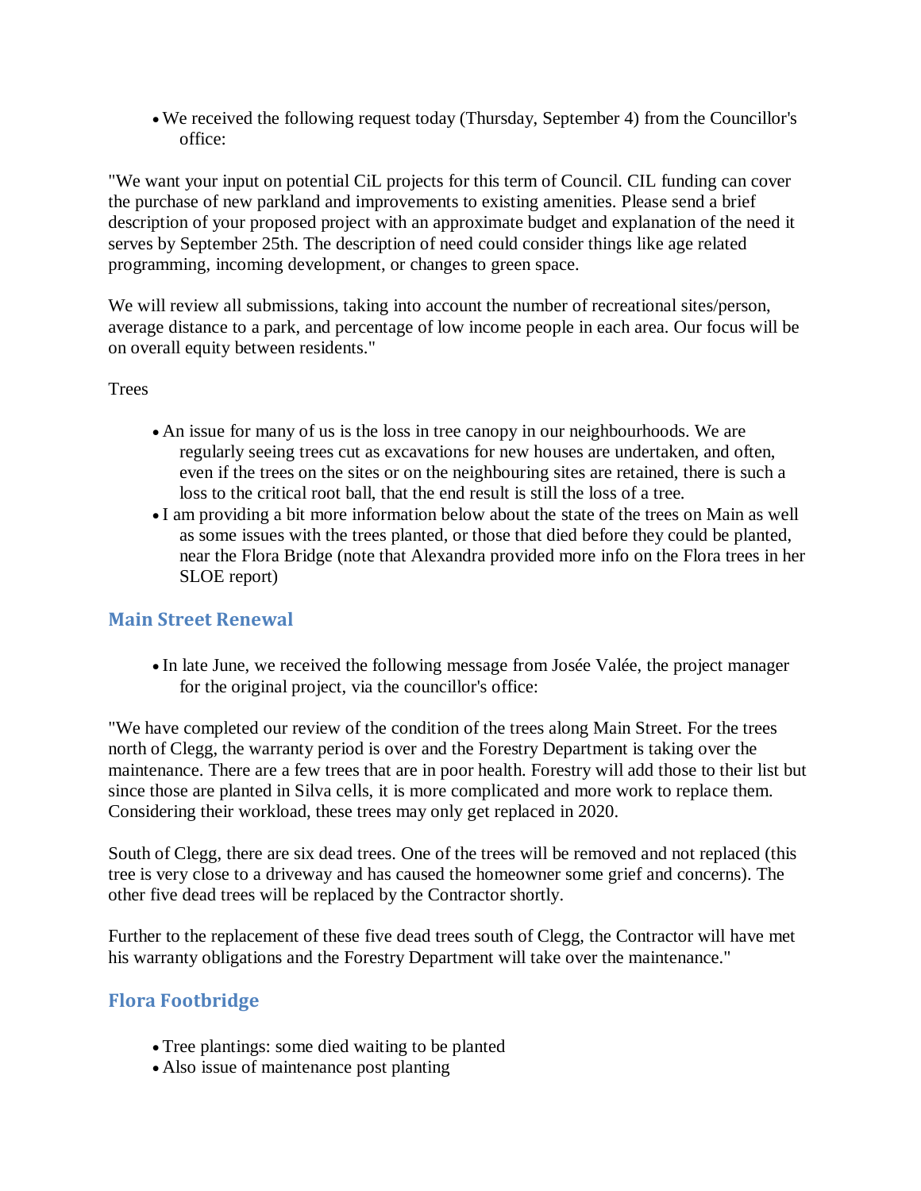- We received the following request today (Thursday, September 4) from the Councillor's office:

"We want your input on potential CiL projects for this term of Council. CIL funding can cover the purchase of new parkland and improvements to existing amenities. Please send a brief description of your proposed project with an approximate budget and explanation of the need it serves by September 25th. The description of need could consider things like age related programming, incoming development, or changes to green space.

We will review all submissions, taking into account the number of recreational sites/person, average distance to a park, and percentage of low income people in each area. Our focus will be on overall equity between residents."

Trees

- An issue for many of us is the loss in tree canopy in our neighbourhoods. We are regularly seeing trees cut as excavations for new houses are undertaken, and often, even if the trees on the sites or on the neighbouring sites are retained, there is such a loss to the critical root ball, that the end result is still the loss of a tree.
- I am providing a bit more information below about the state of the trees on Main as well as some issues with the trees planted, or those that died before they could be planted, near the Flora Bridge (note that Alexandra provided more info on the Flora trees in her SLOE report)

## Main Street Renewal

- In late June, we received the following message from Josée Valée, the project manager for the original project, via the councillor's office:

"We have completed our review of the condition of the trees along Main Street. For the trees north of Clegg, the warranty period is over and the Forestry Department is taking over the maintenance. There are a few trees that are in poor health. Forestry will add those to their list but since those are planted in Silva cells, it is more complicated and more work to replace them. Considering their workload, these trees may only get replaced in 2020.

South of Clegg, there are six dead trees. One of the trees will be removed and not replaced (this tree is very close to a driveway and has caused the homeowner some grief and concerns). The other five dead trees will be replaced by the Contractor shortly.

Further to the replacement of these five dead trees south of Clegg, the Contractor will have met his warranty obligations and the Forestry Department will take over the maintenance."

## Flora Footbridge

- Tree plantings: some died waiting to be planted
- Also issue of maintenance post planting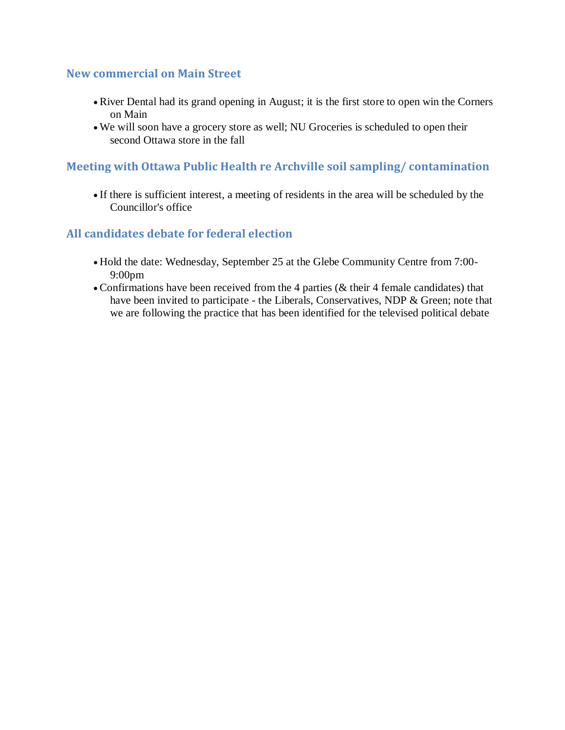### New commercial on Main Street

- River Dental had its grand opening in August; it is the first store to open win the Corners on Main
- We will soon have a grocery store as well; NU Groceries is scheduled to open their second Ottawa store in the fall

### Meeting with Ottawa Public Health re Archville soil sampling/ contamination

- If there is sufficient interest, a meeting of residents in the area will be scheduled by the Councillor's office

### All candidates debate for federal election

- Hold the date: Wednesday, September 25 at the Glebe Community Centre from 7:00-9:00pm
- Confirmations have been received from the 4 parties (& their 4 female candidates) that have been invited to participate - the Liberals, Conservatives, NDP & Green; note that we are following the practice that has been identified for the televised political debate